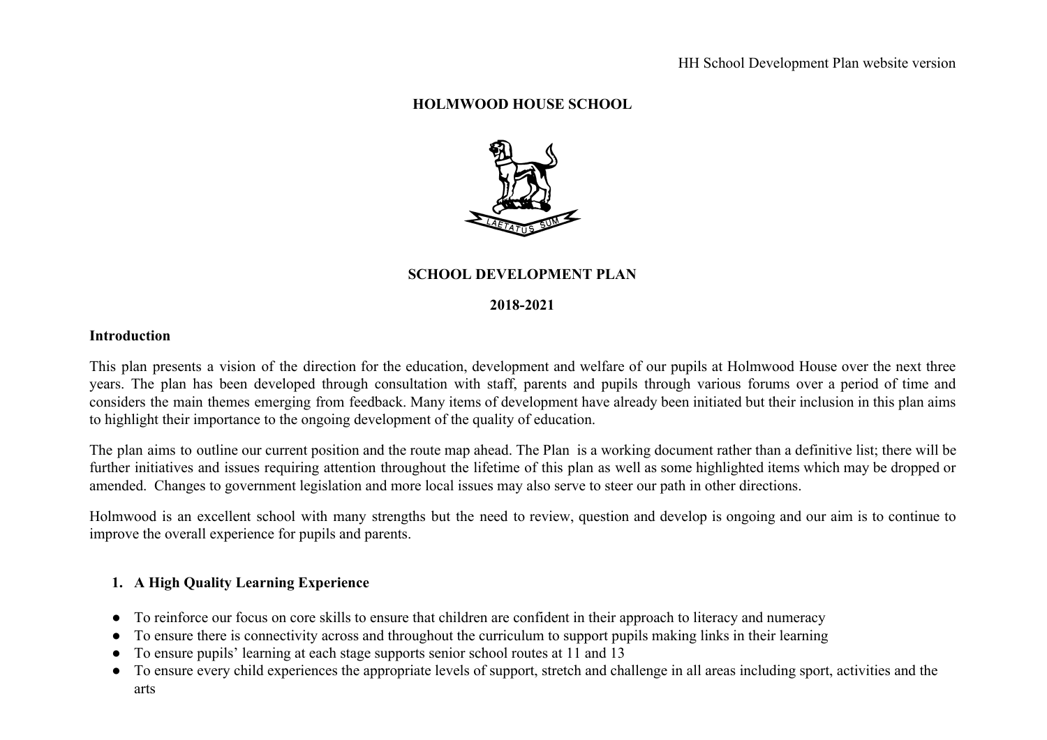# HOLMWOOD HOUSE SCHOOL

## SCHOOL DEVELOPMENT PLAN

## 2018-2021

### Introduction

This plan presents a vision of the direction for the education, development and welfare of our pupils at Holmwood House over the next three years. The plan has been developed through consultation with staff, parents and pupils through various forums over a period of time and considers the main themes emerging from feedback. Many items of development have already been initiated but their inclusion in this plan aims to highlight their importance to the ongoing development of the quality of education.

The plan aims to outline our current position and the route map ahead. The Plan is a working document rather than a definitive list; there will be further initiatives and issues requiring attention throughout the lifetime of this plan as well as some highlighted items which may be dropped or amended. Changes to government legislation and more local issues may also serve to steer our path in other directions.

Holmwood is an excellent school with many strengths but the need to review, question and develop is ongoing and our aim is to continue to improve the overall experience for pupils and parents.

### 1. A High Quality Learning Experience

- To reinforce our focus on core skills to ensure that children are confident in their approach to literacy and numeracy
- To ensure there is connectivity across and throughout the curriculum to support pupils making links in their learning
- To ensure pupils' learning at each stage supports senior school routes at 11 and 13
- To ensure every child experiences the appropriate levels of support, stretch and challenge in all areas including sport, activities and the arts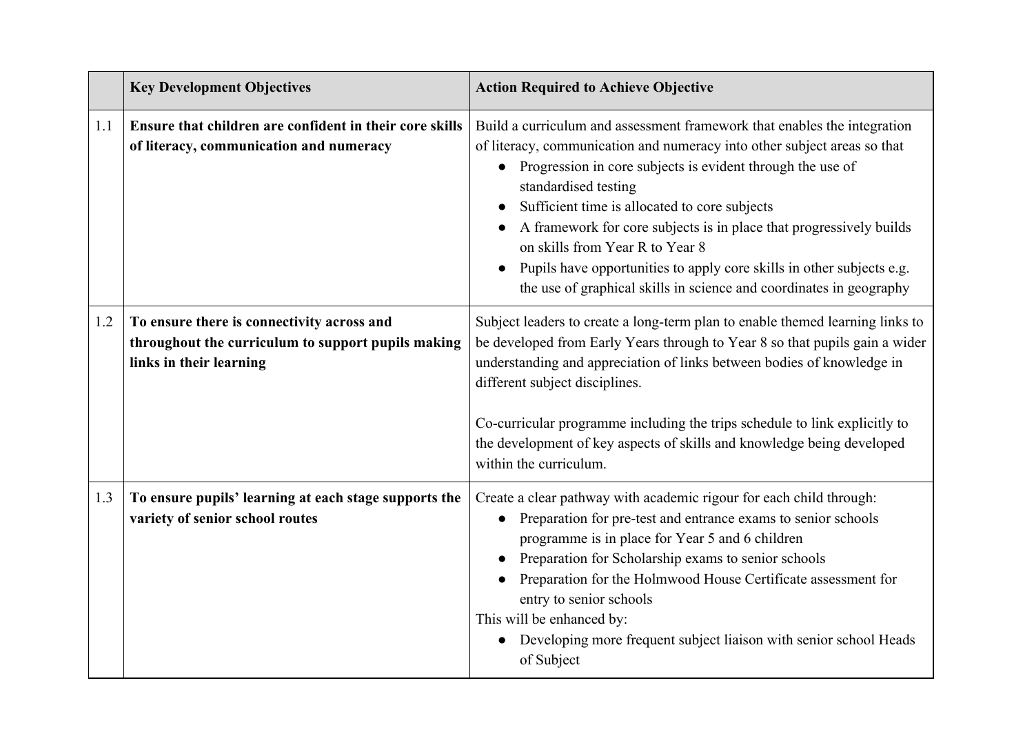| | Key Development Objectives | Action Required to Achieve Objective |
|---|---|---|
| 1.1 | **Ensure that children are confident in their core skills of literacy, communication and numeracy** | Build a curriculum and assessment framework that enables the integration of literacy, communication and numeracy into other subject areas so that<br>• Progression in core subjects is evident through the use of standardised testing<br>• Sufficient time is allocated to core subjects<br>• A framework for core subjects is in place that progressively builds on skills from Year R to Year 8<br>• Pupils have opportunities to apply core skills in other subjects e.g. the use of graphical skills in science and coordinates in geography |
| 1.2 | **To ensure there is connectivity across and throughout the curriculum to support pupils making links in their learning** | Subject leaders to create a long-term plan to enable themed learning links to be developed from Early Years through to Year 8 so that pupils gain a wider understanding and appreciation of links between bodies of knowledge in different subject disciplines.<br><br>Co-curricular programme including the trips schedule to link explicitly to the development of key aspects of skills and knowledge being developed within the curriculum. |
| 1.3 | **To ensure pupils' learning at each stage supports the variety of senior school routes** | Create a clear pathway with academic rigour for each child through:<br>• Preparation for pre-test and entrance exams to senior schools programme is in place for Year 5 and 6 children<br>• Preparation for Scholarship exams to senior schools<br>• Preparation for the Holmwood House Certificate assessment for entry to senior schools<br>This will be enhanced by:<br>• Developing more frequent subject liaison with senior school Heads of Subject |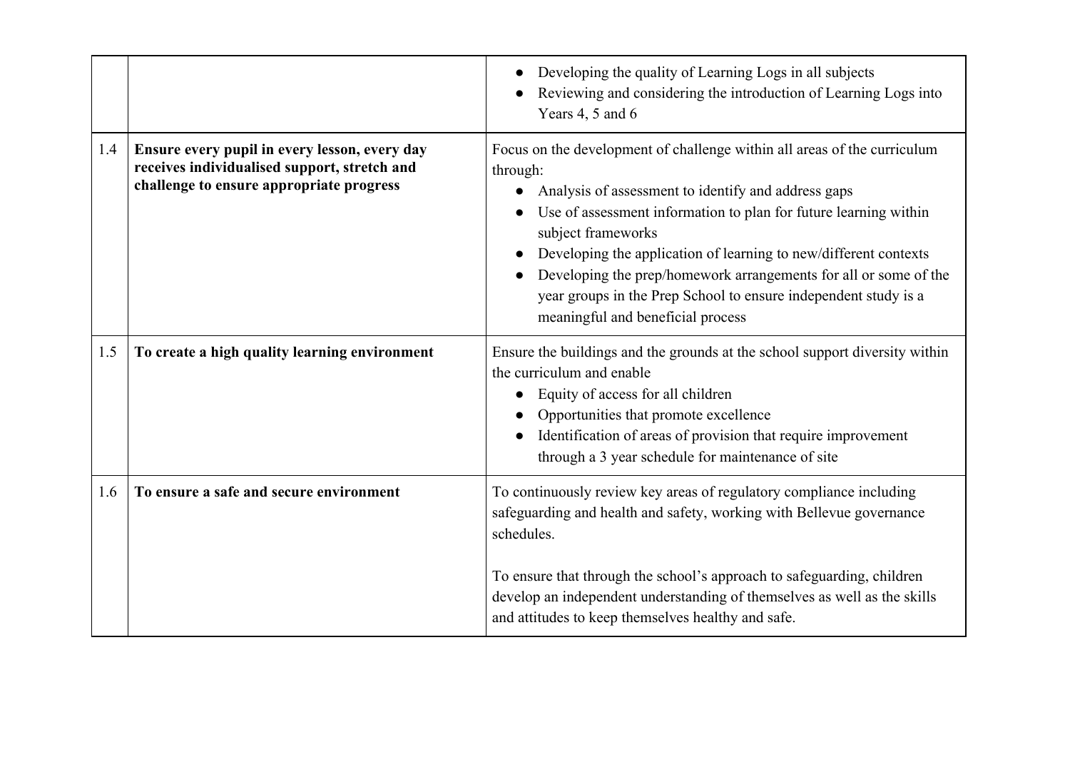| | | |
|---|---|---|
| | | • Developing the quality of Learning Logs in all subjects<br>• Reviewing and considering the introduction of Learning Logs into Years 4, 5 and 6 |
| 1.4 | **Ensure every pupil in every lesson, every day receives individualised support, stretch and challenge to ensure appropriate progress** | Focus on the development of challenge within all areas of the curriculum through:<br>• Analysis of assessment to identify and address gaps<br>• Use of assessment information to plan for future learning within subject frameworks<br>• Developing the application of learning to new/different contexts<br>• Developing the prep/homework arrangements for all or some of the year groups in the Prep School to ensure independent study is a meaningful and beneficial process |
| 1.5 | **To create a high quality learning environment** | Ensure the buildings and the grounds at the school support diversity within the curriculum and enable<br>• Equity of access for all children<br>• Opportunities that promote excellence<br>• Identification of areas of provision that require improvement through a 3 year schedule for maintenance of site |
| 1.6 | **To ensure a safe and secure environment** | To continuously review key areas of regulatory compliance including safeguarding and health and safety, working with Bellevue governance schedules.<br><br>To ensure that through the school's approach to safeguarding, children develop an independent understanding of themselves as well as the skills and attitudes to keep themselves healthy and safe. |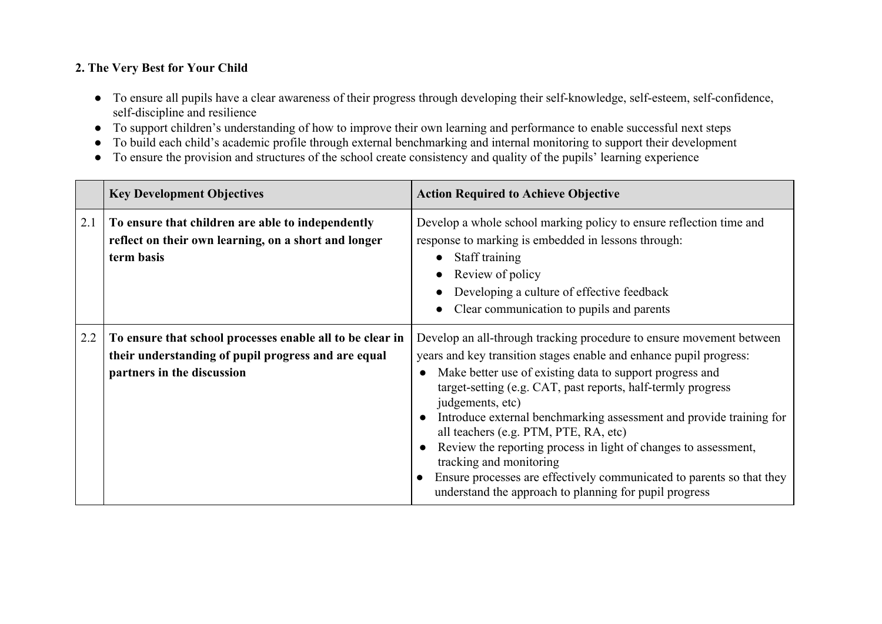**2. The Very Best for Your Child**

- To ensure all pupils have a clear awareness of their progress through developing their self-knowledge, self-esteem, self-confidence, self-discipline and resilience
- To support children's understanding of how to improve their own learning and performance to enable successful next steps
- To build each child's academic profile through external benchmarking and internal monitoring to support their development
- To ensure the provision and structures of the school create consistency and quality of the pupils' learning experience

| | Key Development Objectives | Action Required to Achieve Objective |
|---|---|---|
| 2.1 | **To ensure that children are able to independently reflect on their own learning, on a short and longer term basis** | Develop a whole school marking policy to ensure reflection time and response to marking is embedded in lessons through:<br>● Staff training<br>● Review of policy<br>● Developing a culture of effective feedback<br>● Clear communication to pupils and parents |
| 2.2 | **To ensure that school processes enable all to be clear in their understanding of pupil progress and are equal partners in the discussion** | Develop an all-through tracking procedure to ensure movement between years and key transition stages enable and enhance pupil progress:<br>● Make better use of existing data to support progress and target-setting (e.g. CAT, past reports, half-termly progress judgements, etc)<br>● Introduce external benchmarking assessment and provide training for all teachers (e.g. PTM, PTE, RA, etc)<br>● Review the reporting process in light of changes to assessment, tracking and monitoring<br>● Ensure processes are effectively communicated to parents so that they understand the approach to planning for pupil progress |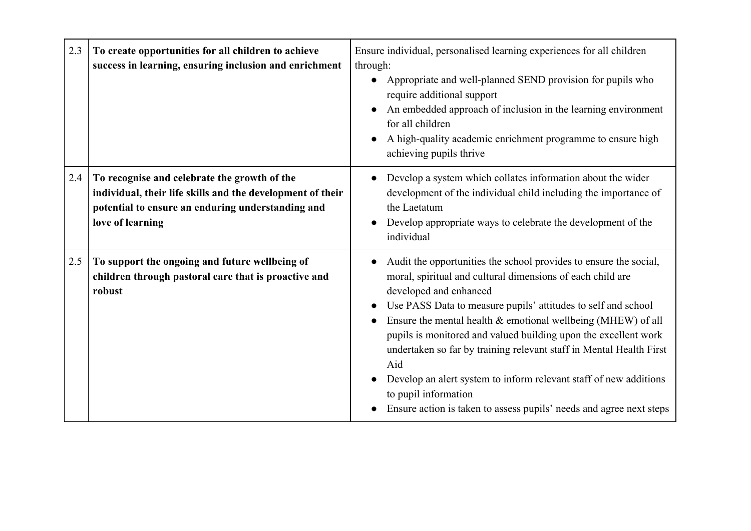| | | |
|---|---|---|
| 2.3 | **To create opportunities for all children to achieve success in learning, ensuring inclusion and enrichment** | Ensure individual, personalised learning experiences for all children through:<br>● Appropriate and well-planned SEND provision for pupils who require additional support<br>● An embedded approach of inclusion in the learning environment for all children<br>● A high-quality academic enrichment programme to ensure high achieving pupils thrive |
| 2.4 | **To recognise and celebrate the growth of the individual, their life skills and the development of their potential to ensure an enduring understanding and love of learning** | ● Develop a system which collates information about the wider development of the individual child including the importance of the Laetatum<br>● Develop appropriate ways to celebrate the development of the individual |
| 2.5 | **To support the ongoing and future wellbeing of children through pastoral care that is proactive and robust** | ● Audit the opportunities the school provides to ensure the social, moral, spiritual and cultural dimensions of each child are developed and enhanced<br>● Use PASS Data to measure pupils' attitudes to self and school<br>● Ensure the mental health & emotional wellbeing (MHEW) of all pupils is monitored and valued building upon the excellent work undertaken so far by training relevant staff in Mental Health First Aid<br>● Develop an alert system to inform relevant staff of new additions to pupil information<br>● Ensure action is taken to assess pupils' needs and agree next steps |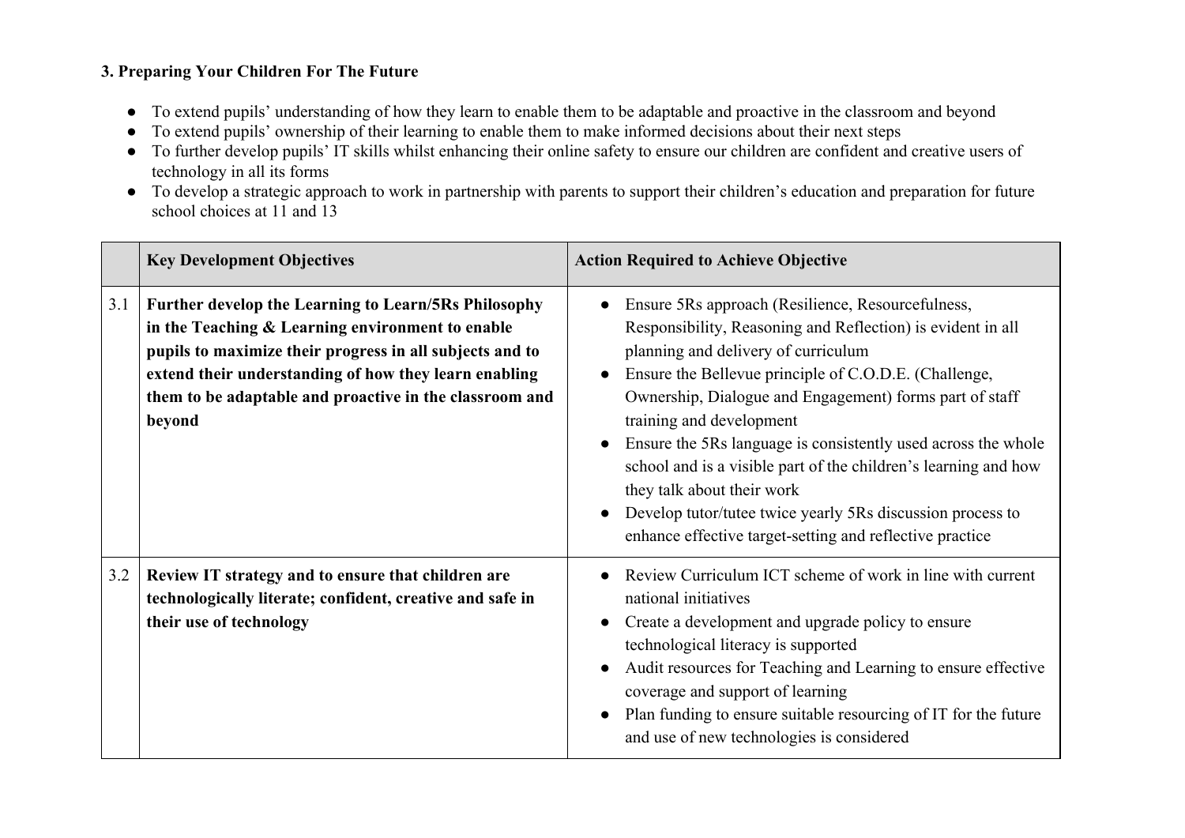### 3. Preparing Your Children For The Future

- To extend pupils' understanding of how they learn to enable them to be adaptable and proactive in the classroom and beyond
- To extend pupils' ownership of their learning to enable them to make informed decisions about their next steps
- To further develop pupils' IT skills whilst enhancing their online safety to ensure our children are confident and creative users of technology in all its forms
- To develop a strategic approach to work in partnership with parents to support their children's education and preparation for future school choices at 11 and 13

| | **Key Development Objectives** | **Action Required to Achieve Objective** |
|---|---|---|
| 3.1 | **Further develop the Learning to Learn/5Rs Philosophy in the Teaching & Learning environment to enable pupils to maximize their progress in all subjects and to extend their understanding of how they learn enabling them to be adaptable and proactive in the classroom and beyond** | • Ensure 5Rs approach (Resilience, Resourcefulness, Responsibility, Reasoning and Reflection) is evident in all planning and delivery of curriculum<br>• Ensure the Bellevue principle of C.O.D.E. (Challenge, Ownership, Dialogue and Engagement) forms part of staff training and development<br>• Ensure the 5Rs language is consistently used across the whole school and is a visible part of the children's learning and how they talk about their work<br>• Develop tutor/tutee twice yearly 5Rs discussion process to enhance effective target-setting and reflective practice |
| 3.2 | **Review IT strategy and to ensure that children are technologically literate; confident, creative and safe in their use of technology** | • Review Curriculum ICT scheme of work in line with current national initiatives<br>• Create a development and upgrade policy to ensure technological literacy is supported<br>• Audit resources for Teaching and Learning to ensure effective coverage and support of learning<br>• Plan funding to ensure suitable resourcing of IT for the future and use of new technologies is considered |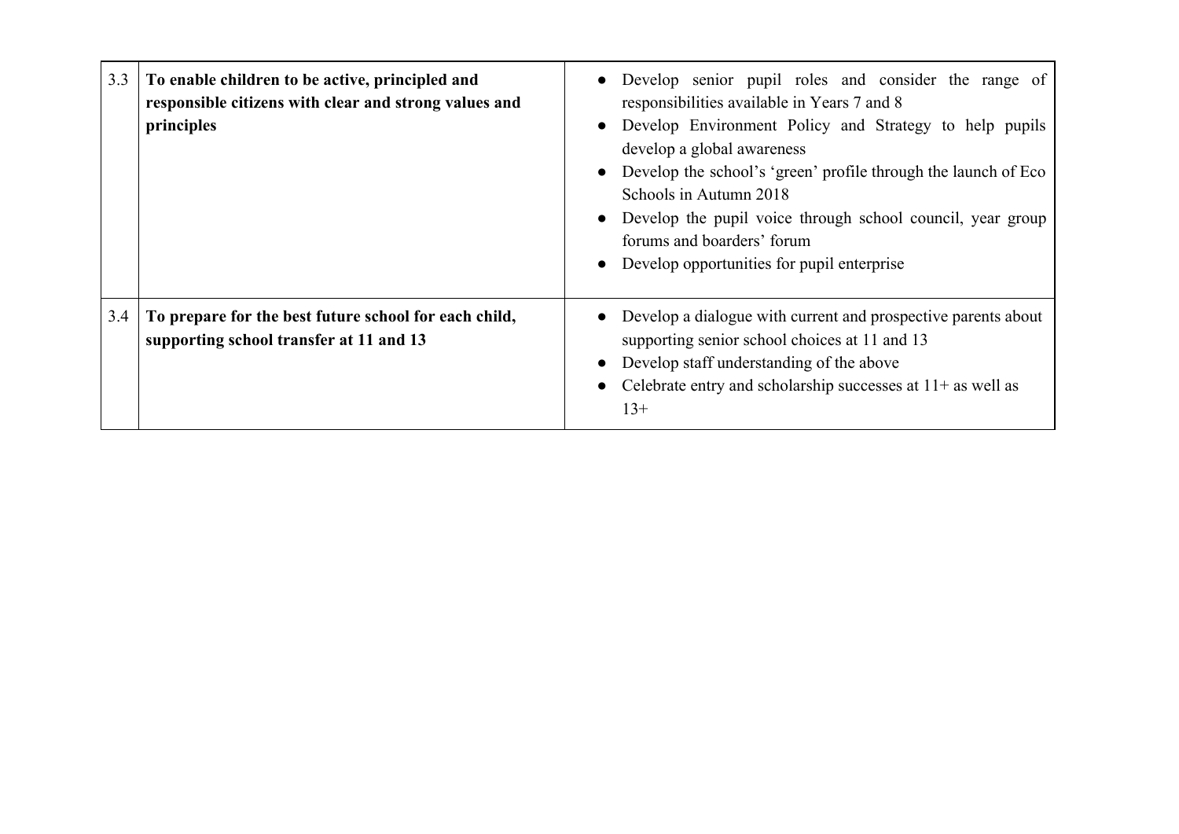| | | |
|---|---|---|
| 3.3 | **To enable children to be active, principled and responsible citizens with clear and strong values and principles** | • Develop senior pupil roles and consider the range of responsibilities available in Years 7 and 8<br>• Develop Environment Policy and Strategy to help pupils develop a global awareness<br>• Develop the school's 'green' profile through the launch of Eco Schools in Autumn 2018<br>• Develop the pupil voice through school council, year group forums and boarders' forum<br>• Develop opportunities for pupil enterprise |
| 3.4 | **To prepare for the best future school for each child, supporting school transfer at 11 and 13** | • Develop a dialogue with current and prospective parents about supporting senior school choices at 11 and 13<br>• Develop staff understanding of the above<br>• Celebrate entry and scholarship successes at 11+ as well as 13+ |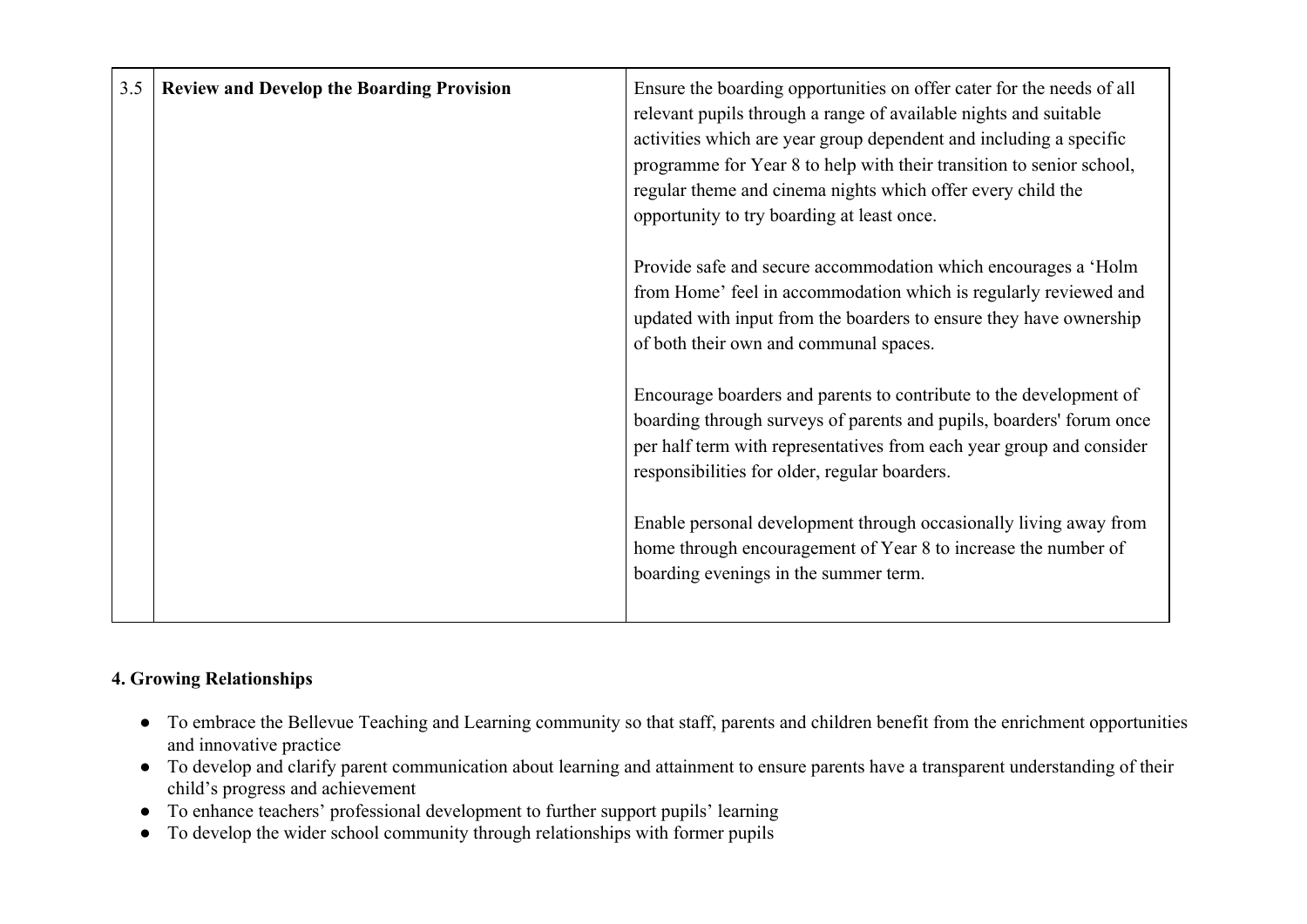| 3.5 | **Review and Develop the Boarding Provision** | Ensure the boarding opportunities on offer cater for the needs of all relevant pupils through a range of available nights and suitable activities which are year group dependent and including a specific programme for Year 8 to help with their transition to senior school, regular theme and cinema nights which offer every child the opportunity to try boarding at least once.<br><br>Provide safe and secure accommodation which encourages a 'Holm from Home' feel in accommodation which is regularly reviewed and updated with input from the boarders to ensure they have ownership of both their own and communal spaces.<br><br>Encourage boarders and parents to contribute to the development of boarding through surveys of parents and pupils, boarders' forum once per half term with representatives from each year group and consider responsibilities for older, regular boarders.<br><br>Enable personal development through occasionally living away from home through encouragement of Year 8 to increase the number of boarding evenings in the summer term. |
|---|---|---|

**4. Growing Relationships**

- To embrace the Bellevue Teaching and Learning community so that staff, parents and children benefit from the enrichment opportunities and innovative practice
- To develop and clarify parent communication about learning and attainment to ensure parents have a transparent understanding of their child's progress and achievement
- To enhance teachers' professional development to further support pupils' learning
- To develop the wider school community through relationships with former pupils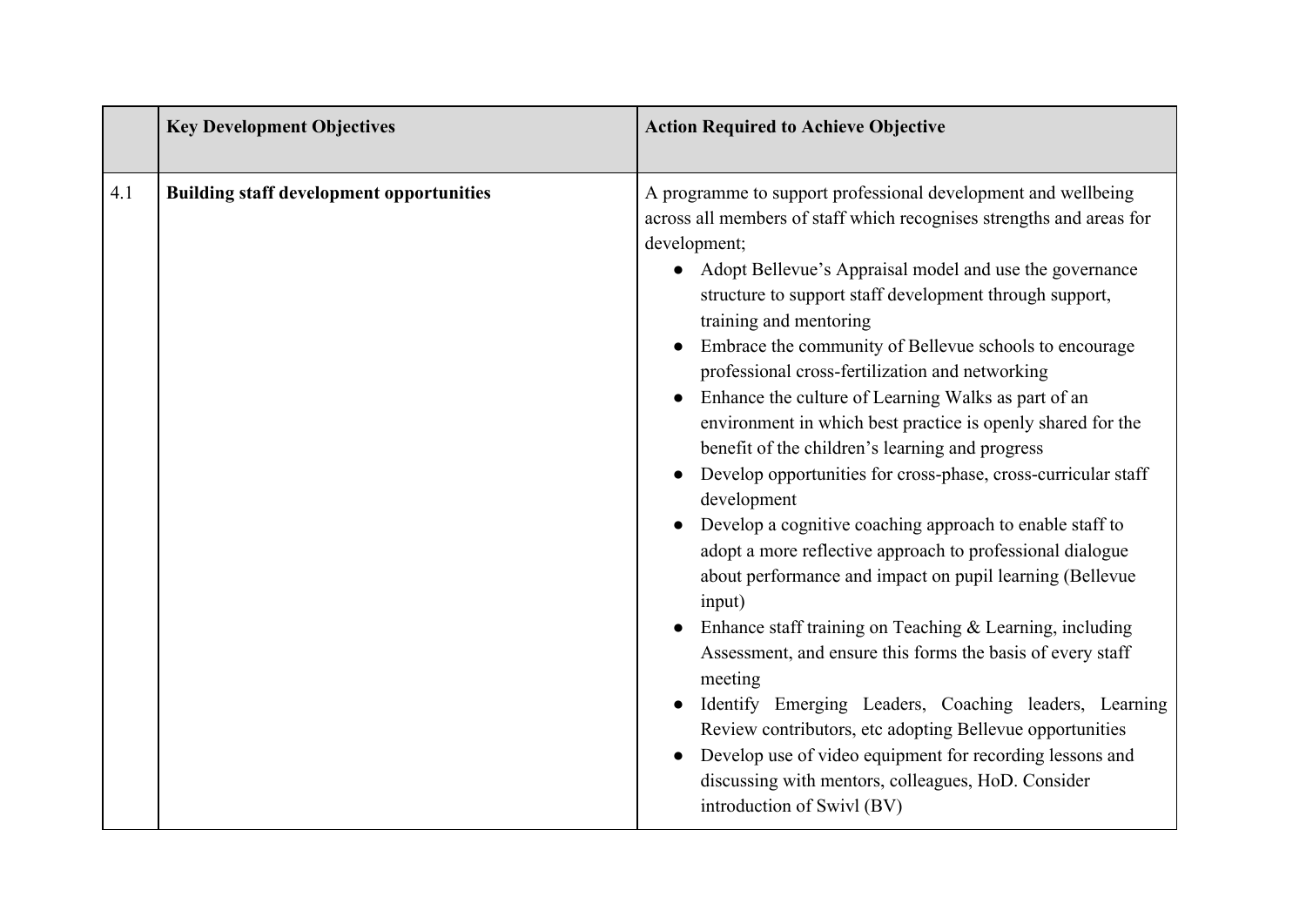| | Key Development Objectives | Action Required to Achieve Objective |
|---|---|---|
| 4.1 | **Building staff development opportunities** | A programme to support professional development and wellbeing across all members of staff which recognises strengths and areas for development;<br>● Adopt Bellevue's Appraisal model and use the governance structure to support staff development through support, training and mentoring<br>● Embrace the community of Bellevue schools to encourage professional cross-fertilization and networking<br>● Enhance the culture of Learning Walks as part of an environment in which best practice is openly shared for the benefit of the children's learning and progress<br>● Develop opportunities for cross-phase, cross-curricular staff development<br>● Develop a cognitive coaching approach to enable staff to adopt a more reflective approach to professional dialogue about performance and impact on pupil learning (Bellevue input)<br>● Enhance staff training on Teaching & Learning, including Assessment, and ensure this forms the basis of every staff meeting<br>● Identify Emerging Leaders, Coaching leaders, Learning Review contributors, etc adopting Bellevue opportunities<br>● Develop use of video equipment for recording lessons and discussing with mentors, colleagues, HoD. Consider introduction of Swivl (BV) |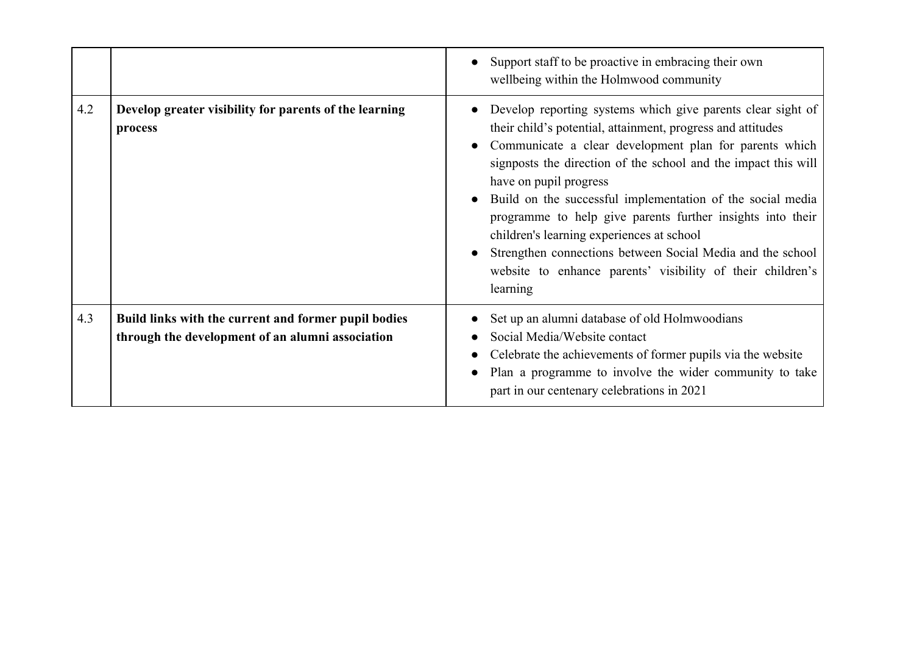|  |  |  |
|---|---|---|
|  |  | • Support staff to be proactive in embracing their own wellbeing within the Holmwood community |
| 4.2 | **Develop greater visibility for parents of the learning process** | • Develop reporting systems which give parents clear sight of their child's potential, attainment, progress and attitudes<br>• Communicate a clear development plan for parents which signposts the direction of the school and the impact this will have on pupil progress<br>• Build on the successful implementation of the social media programme to help give parents further insights into their children's learning experiences at school<br>• Strengthen connections between Social Media and the school website to enhance parents' visibility of their children's learning |
| 4.3 | **Build links with the current and former pupil bodies through the development of an alumni association** | • Set up an alumni database of old Holmwoodians<br>• Social Media/Website contact<br>• Celebrate the achievements of former pupils via the website<br>• Plan a programme to involve the wider community to take part in our centenary celebrations in 2021 |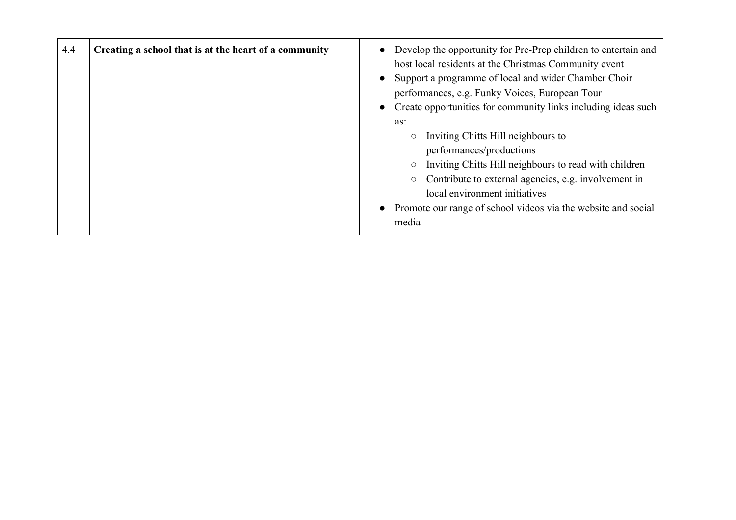| | | |
|---|---|---|
| 4.4 | **Creating a school that is at the heart of a community** | <ul><li>Develop the opportunity for Pre-Prep children to entertain and host local residents at the Christmas Community event</li><li>Support a programme of local and wider Chamber Choir performances, e.g. Funky Voices, European Tour</li><li>Create opportunities for community links including ideas such as:<ul><li>Inviting Chitts Hill neighbours to performances/productions</li><li>Inviting Chitts Hill neighbours to read with children</li><li>Contribute to external agencies, e.g. involvement in local environment initiatives</li></ul></li><li>Promote our range of school videos via the website and social media</li></ul> |